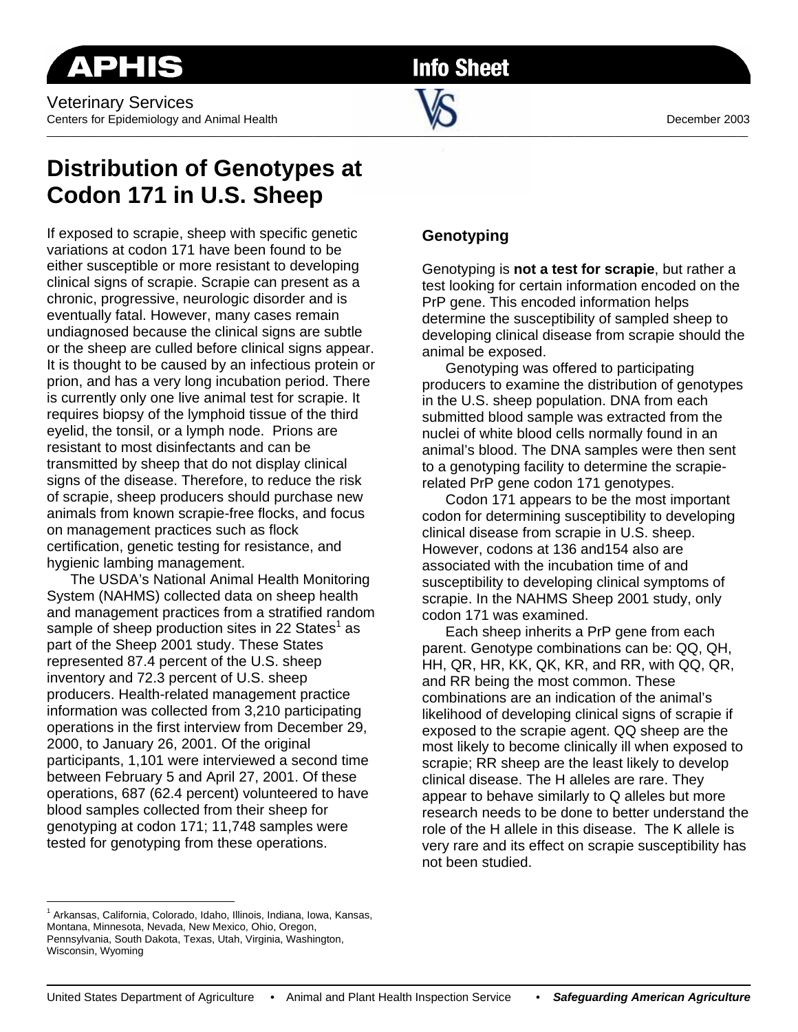**APHIS** **Info Sheet**

Veterinary Services
Centers for Epidemiology and Animal Health

December 2003

# Distribution of Genotypes at Codon 171 in U.S. Sheep

If exposed to scrapie, sheep with specific genetic variations at codon 171 have been found to be either susceptible or more resistant to developing clinical signs of scrapie. Scrapie can present as a chronic, progressive, neurologic disorder and is eventually fatal. However, many cases remain undiagnosed because the clinical signs are subtle or the sheep are culled before clinical signs appear. It is thought to be caused by an infectious protein or prion, and has a very long incubation period. There is currently only one live animal test for scrapie. It requires biopsy of the lymphoid tissue of the third eyelid, the tonsil, or a lymph node. Prions are resistant to most disinfectants and can be transmitted by sheep that do not display clinical signs of the disease. Therefore, to reduce the risk of scrapie, sheep producers should purchase new animals from known scrapie-free flocks, and focus on management practices such as flock certification, genetic testing for resistance, and hygienic lambing management.

The USDA's National Animal Health Monitoring System (NAHMS) collected data on sheep health and management practices from a stratified random sample of sheep production sites in 22 States[1] as part of the Sheep 2001 study. These States represented 87.4 percent of the U.S. sheep inventory and 72.3 percent of U.S. sheep producers. Health-related management practice information was collected from 3,210 participating operations in the first interview from December 29, 2000, to January 26, 2001. Of the original participants, 1,101 were interviewed a second time between February 5 and April 27, 2001. Of these operations, 687 (62.4 percent) volunteered to have blood samples collected from their sheep for genotyping at codon 171; 11,748 samples were tested for genotyping from these operations.

## Genotyping

Genotyping is **not a test for scrapie**, but rather a test looking for certain information encoded on the PrP gene. This encoded information helps determine the susceptibility of sampled sheep to developing clinical disease from scrapie should the animal be exposed.

Genotyping was offered to participating producers to examine the distribution of genotypes in the U.S. sheep population. DNA from each submitted blood sample was extracted from the nuclei of white blood cells normally found in an animal's blood. The DNA samples were then sent to a genotyping facility to determine the scrapie-related PrP gene codon 171 genotypes.

Codon 171 appears to be the most important codon for determining susceptibility to developing clinical disease from scrapie in U.S. sheep. However, codons at 136 and154 also are associated with the incubation time of and susceptibility to developing clinical symptoms of scrapie. In the NAHMS Sheep 2001 study, only codon 171 was examined.

Each sheep inherits a PrP gene from each parent. Genotype combinations can be: QQ, QH, HH, QR, HR, KK, QK, KR, and RR, with QQ, QR, and RR being the most common. These combinations are an indication of the animal's likelihood of developing clinical signs of scrapie if exposed to the scrapie agent. QQ sheep are the most likely to become clinically ill when exposed to scrapie; RR sheep are the least likely to develop clinical disease. The H alleles are rare. They appear to behave similarly to Q alleles but more research needs to be done to better understand the role of the H allele in this disease. The K allele is very rare and its effect on scrapie susceptibility has not been studied.

[1] Arkansas, California, Colorado, Idaho, Illinois, Indiana, Iowa, Kansas, Montana, Minnesota, Nevada, New Mexico, Ohio, Oregon, Pennsylvania, South Dakota, Texas, Utah, Virginia, Washington, Wisconsin, Wyoming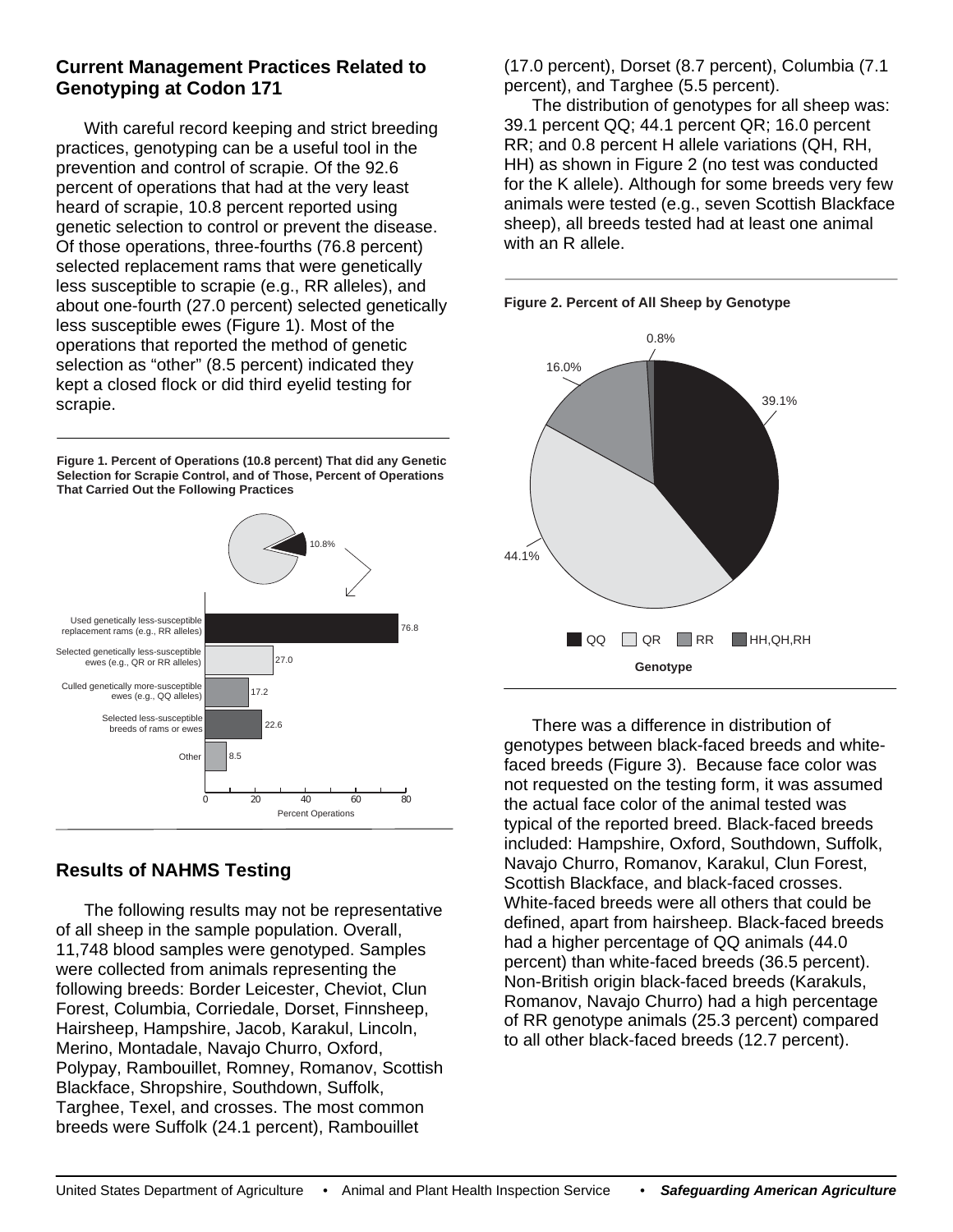## Current Management Practices Related to Genotyping at Codon 171

With careful record keeping and strict breeding practices, genotyping can be a useful tool in the prevention and control of scrapie. Of the 92.6 percent of operations that had at the very least heard of scrapie, 10.8 percent reported using genetic selection to control or prevent the disease. Of those operations, three-fourths (76.8 percent) selected replacement rams that were genetically less susceptible to scrapie (e.g., RR alleles), and about one-fourth (27.0 percent) selected genetically less susceptible ewes (Figure 1). Most of the operations that reported the method of genetic selection as "other" (8.5 percent) indicated they kept a closed flock or did third eyelid testing for scrapie.

**Figure 1. Percent of Operations (10.8 percent) That did any Genetic Selection for Scrapie Control, and of Those, Percent of Operations That Carried Out the Following Practices**

| Practice | Percent Operations |
| --- | --- |
| Used genetically less-susceptible replacement rams (e.g., RR alleles) | 76.8 |
| Selected genetically less-susceptible ewes (e.g., QR or RR alleles) | 27.0 |
| Culled genetically more-susceptible ewes (e.g., QQ alleles) | 17.2 |
| Selected less-susceptible breeds of rams or ewes | 22.6 |
| Other | 8.5 |

## Results of NAHMS Testing

The following results may not be representative of all sheep in the sample population. Overall, 11,748 blood samples were genotyped. Samples were collected from animals representing the following breeds: Border Leicester, Cheviot, Clun Forest, Columbia, Corriedale, Dorset, Finnsheep, Hairsheep, Hampshire, Jacob, Karakul, Lincoln, Merino, Montadale, Navajo Churro, Oxford, Polypay, Rambouillet, Romney, Romanov, Scottish Blackface, Shropshire, Southdown, Suffolk, Targhee, Texel, and crosses. The most common breeds were Suffolk (24.1 percent), Rambouillet (17.0 percent), Dorset (8.7 percent), Columbia (7.1 percent), and Targhee (5.5 percent).

The distribution of genotypes for all sheep was: 39.1 percent QQ; 44.1 percent QR; 16.0 percent RR; and 0.8 percent H allele variations (QH, RH, HH) as shown in Figure 2 (no test was conducted for the K allele). Although for some breeds very few animals were tested (e.g., seven Scottish Blackface sheep), all breeds tested had at least one animal with an R allele.

**Figure 2. Percent of All Sheep by Genotype**

| Genotype | Percent |
| --- | --- |
| QQ | 39.1 |
| QR | 44.1 |
| RR | 16.0 |
| HH,QH,RH | 0.8 |

There was a difference in distribution of genotypes between black-faced breeds and white-faced breeds (Figure 3). Because face color was not requested on the testing form, it was assumed the actual face color of the animal tested was typical of the reported breed. Black-faced breeds included: Hampshire, Oxford, Southdown, Suffolk, Navajo Churro, Romanov, Karakul, Clun Forest, Scottish Blackface, and black-faced crosses. White-faced breeds were all others that could be defined, apart from hairsheep. Black-faced breeds had a higher percentage of QQ animals (44.0 percent) than white-faced breeds (36.5 percent). Non-British origin black-faced breeds (Karakuls, Romanov, Navajo Churro) had a high percentage of RR genotype animals (25.3 percent) compared to all other black-faced breeds (12.7 percent).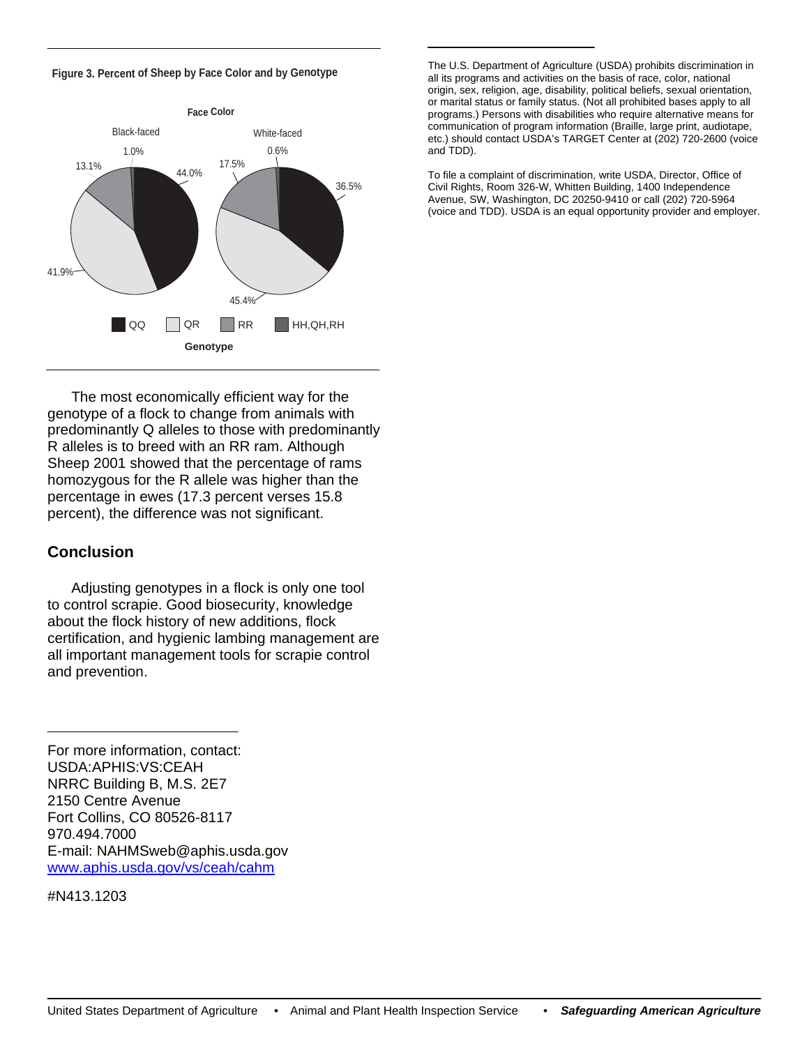**Figure 3. Percent of Sheep by Face Color and by Genotype**

Face Color

Black-faced

1.0%

13.1%

44.0%

41.9%

White-faced

17.5%

0.6%

36.5%

45.4%

QQ QR RR HH,QH,RH

Genotype

The most economically efficient way for the genotype of a flock to change from animals with predominantly Q alleles to those with predominantly R alleles is to breed with an RR ram. Although Sheep 2001 showed that the percentage of rams homozygous for the R allele was higher than the percentage in ewes (17.3 percent verses 15.8 percent), the difference was not significant.

## Conclusion

Adjusting genotypes in a flock is only one tool to control scrapie. Good biosecurity, knowledge about the flock history of new additions, flock certification, and hygienic lambing management are all important management tools for scrapie control and prevention.

For more information, contact:
USDA:APHIS:VS:CEAH
NRRC Building B, M.S. 2E7
2150 Centre Avenue
Fort Collins, CO 80526-8117
970.494.7000
E-mail: NAHMSweb@aphis.usda.gov
[www.aphis.usda.gov/vs/ceah/cahm](www.aphis.usda.gov/vs/ceah/cahm)

#N413.1203

The U.S. Department of Agriculture (USDA) prohibits discrimination in all its programs and activities on the basis of race, color, national origin, sex, religion, age, disability, political beliefs, sexual orientation, or marital status or family status. (Not all prohibited bases apply to all programs.) Persons with disabilities who require alternative means for communication of program information (Braille, large print, audiotape, etc.) should contact USDA's TARGET Center at (202) 720-2600 (voice and TDD).

To file a complaint of discrimination, write USDA, Director, Office of Civil Rights, Room 326-W, Whitten Building, 1400 Independence Avenue, SW, Washington, DC 20250-9410 or call (202) 720-5964 (voice and TDD). USDA is an equal opportunity provider and employer.